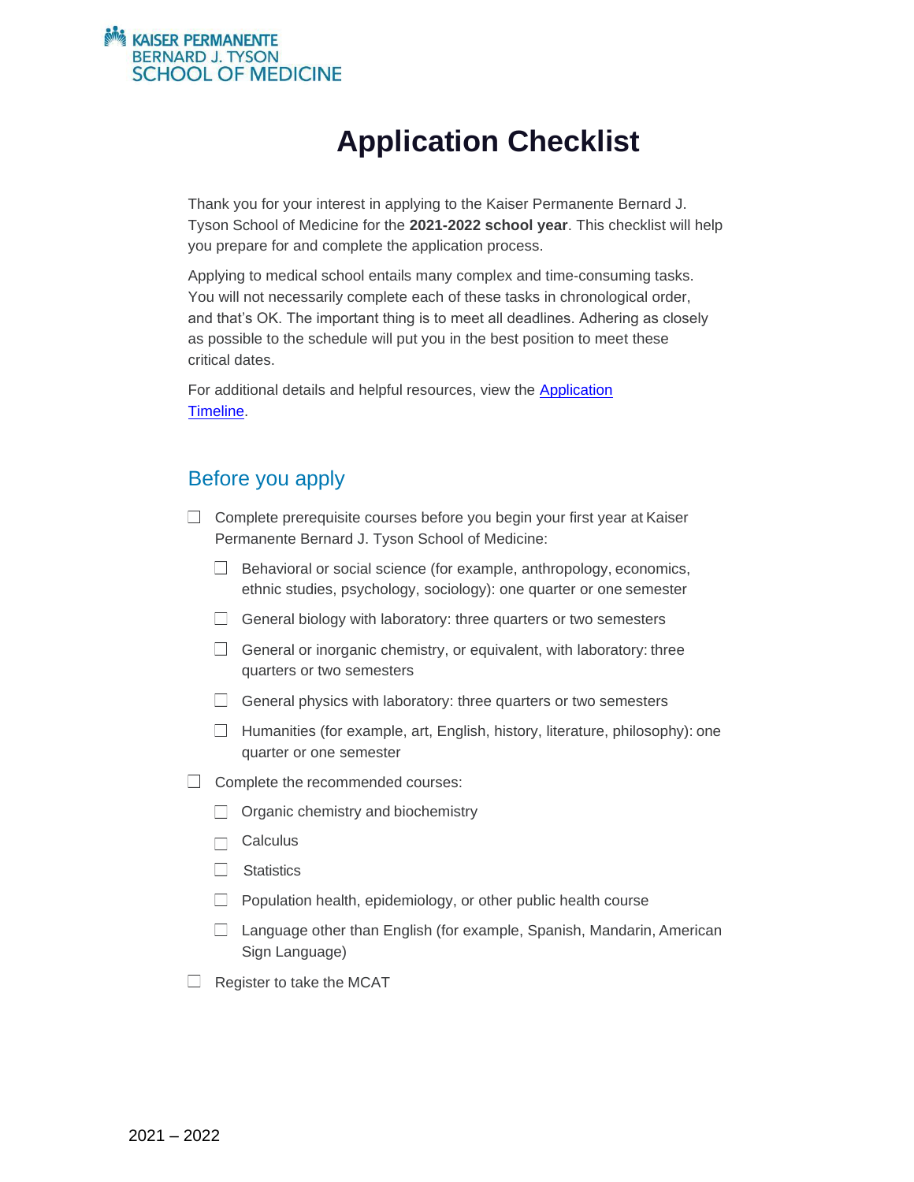KAISER PERMANENTE
BERNARD J. TYSON
SCHOOL OF MEDICINE

# Application Checklist

Thank you for your interest in applying to the Kaiser Permanente Bernard J. Tyson School of Medicine for the **2021-2022 school year**. This checklist will help you prepare for and complete the application process.

Applying to medical school entails many complex and time-consuming tasks. You will not necessarily complete each of these tasks in chronological order, and that's OK. The important thing is to meet all deadlines. Adhering as closely as possible to the schedule will put you in the best position to meet these critical dates.

For additional details and helpful resources, view the Application Timeline.

## Before you apply

- ☐ Complete prerequisite courses before you begin your first year at Kaiser Permanente Bernard J. Tyson School of Medicine:
  - ☐ Behavioral or social science (for example, anthropology, economics, ethnic studies, psychology, sociology): one quarter or one semester
  - ☐ General biology with laboratory: three quarters or two semesters
  - ☐ General or inorganic chemistry, or equivalent, with laboratory: three quarters or two semesters
  - ☐ General physics with laboratory: three quarters or two semesters
  - ☐ Humanities (for example, art, English, history, literature, philosophy): one quarter or one semester
- ☐ Complete the recommended courses:
  - ☐ Organic chemistry and biochemistry
  - ☐ Calculus
  - ☐ Statistics
  - ☐ Population health, epidemiology, or other public health course
  - ☐ Language other than English (for example, Spanish, Mandarin, American Sign Language)
- ☐ Register to take the MCAT

2021 – 2022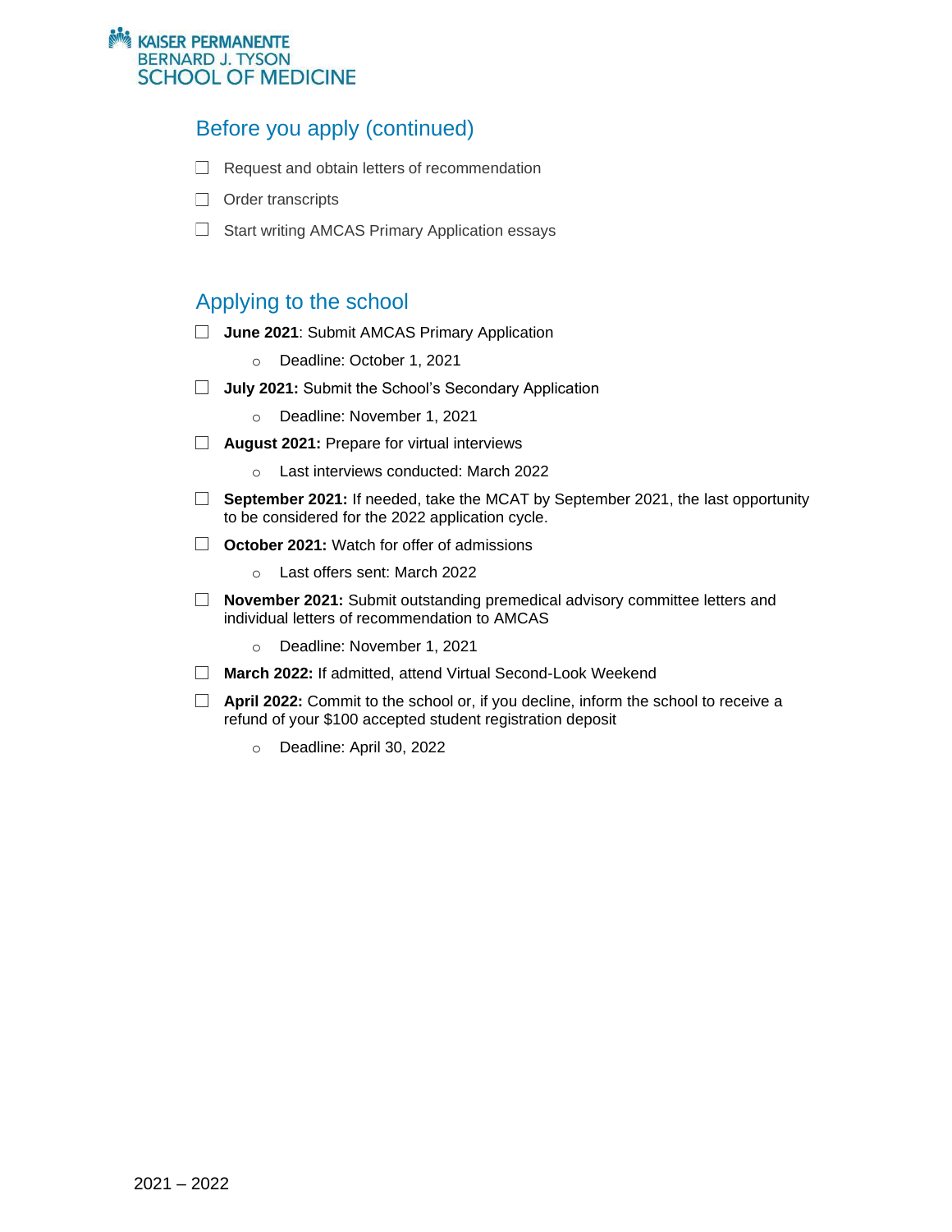KAISER PERMANENTE
BERNARD J. TYSON
SCHOOL OF MEDICINE

## Before you apply (continued)

- ☐ Request and obtain letters of recommendation
- ☐ Order transcripts
- ☐ Start writing AMCAS Primary Application essays

## Applying to the school

- ☐ **June 2021**: Submit AMCAS Primary Application
  - Deadline: October 1, 2021
- ☐ **July 2021:** Submit the School's Secondary Application
  - Deadline: November 1, 2021
- ☐ **August 2021:** Prepare for virtual interviews
  - Last interviews conducted: March 2022
- ☐ **September 2021:** If needed, take the MCAT by September 2021, the last opportunity to be considered for the 2022 application cycle.
- ☐ **October 2021:** Watch for offer of admissions
  - Last offers sent: March 2022
- ☐ **November 2021:** Submit outstanding premedical advisory committee letters and individual letters of recommendation to AMCAS
  - Deadline: November 1, 2021
- ☐ **March 2022:** If admitted, attend Virtual Second-Look Weekend
- ☐ **April 2022:** Commit to the school or, if you decline, inform the school to receive a refund of your $100 accepted student registration deposit
  - Deadline: April 30, 2022

2021 – 2022